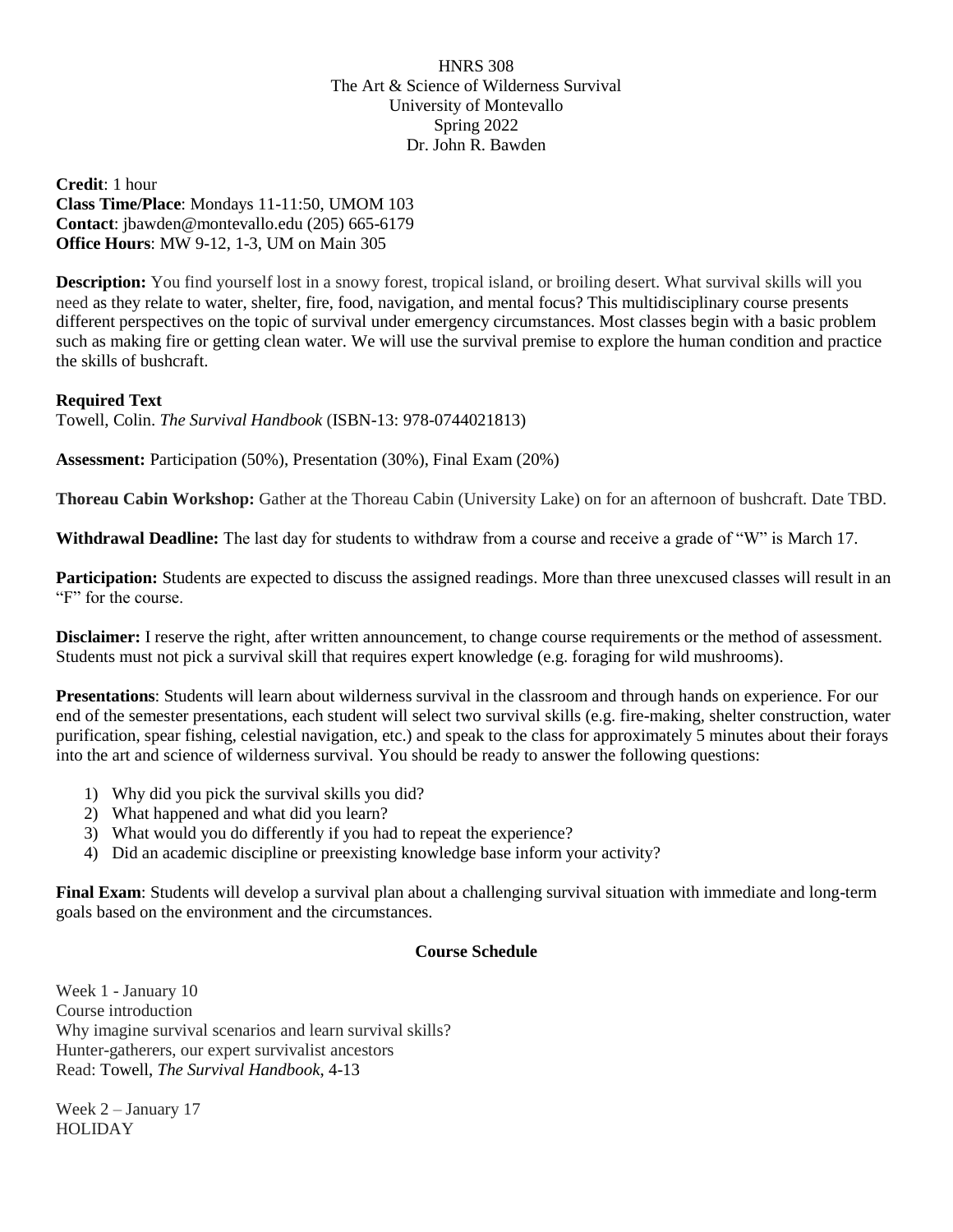HNRS 308
The Art & Science of Wilderness Survival
University of Montevallo
Spring 2022
Dr. John R. Bawden

**Credit**: 1 hour
**Class Time/Place**: Mondays 11-11:50, UMOM 103
**Contact**: jbawden@montevallo.edu (205) 665-6179
**Office Hours**: MW 9-12, 1-3, UM on Main 305

**Description:** You find yourself lost in a snowy forest, tropical island, or broiling desert. What survival skills will you need as they relate to water, shelter, fire, food, navigation, and mental focus? This multidisciplinary course presents different perspectives on the topic of survival under emergency circumstances. Most classes begin with a basic problem such as making fire or getting clean water. We will use the survival premise to explore the human condition and practice the skills of bushcraft.

**Required Text**
Towell, Colin. *The Survival Handbook* (ISBN-13: 978-0744021813)

**Assessment:** Participation (50%), Presentation (30%), Final Exam (20%)

**Thoreau Cabin Workshop:** Gather at the Thoreau Cabin (University Lake) on for an afternoon of bushcraft. Date TBD.

**Withdrawal Deadline:** The last day for students to withdraw from a course and receive a grade of "W" is March 17.

**Participation:** Students are expected to discuss the assigned readings. More than three unexcused classes will result in an "F" for the course.

**Disclaimer:** I reserve the right, after written announcement, to change course requirements or the method of assessment. Students must not pick a survival skill that requires expert knowledge (e.g. foraging for wild mushrooms).

**Presentations**: Students will learn about wilderness survival in the classroom and through hands on experience. For our end of the semester presentations, each student will select two survival skills (e.g. fire-making, shelter construction, water purification, spear fishing, celestial navigation, etc.) and speak to the class for approximately 5 minutes about their forays into the art and science of wilderness survival. You should be ready to answer the following questions:

1) Why did you pick the survival skills you did?
2) What happened and what did you learn?
3) What would you do differently if you had to repeat the experience?
4) Did an academic discipline or preexisting knowledge base inform your activity?

**Final Exam**: Students will develop a survival plan about a challenging survival situation with immediate and long-term goals based on the environment and the circumstances.

## Course Schedule

Week 1 - January 10
Course introduction
Why imagine survival scenarios and learn survival skills?
Hunter-gatherers, our expert survivalist ancestors
Read: Towell, *The Survival Handbook*, 4-13

Week 2 – January 17
HOLIDAY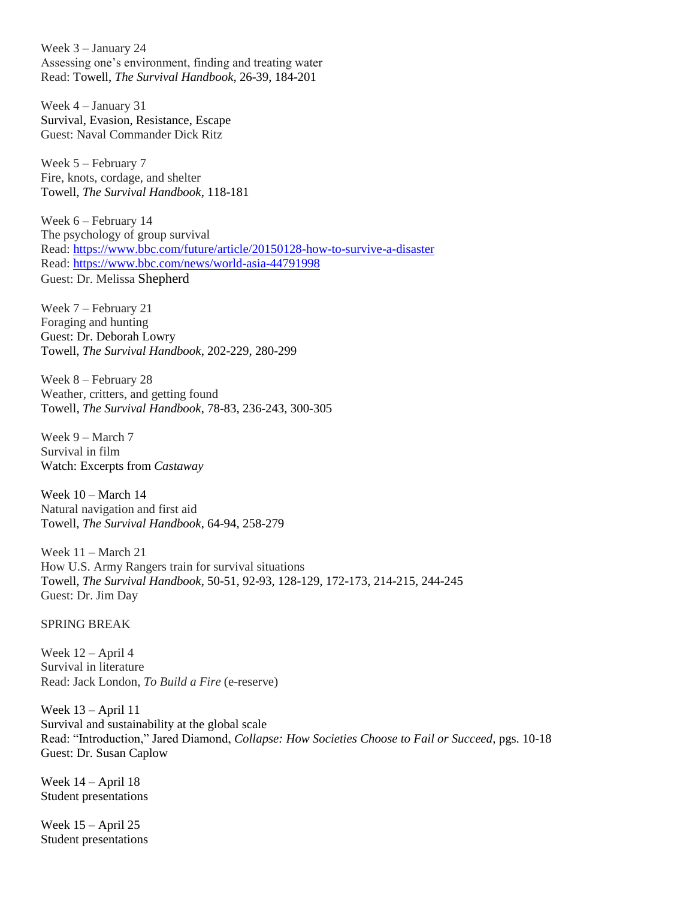Week 3 – January 24
Assessing one's environment, finding and treating water
Read: Towell, *The Survival Handbook*, 26-39, 184-201

Week 4 – January 31
Survival, Evasion, Resistance, Escape
Guest: Naval Commander Dick Ritz

Week 5 – February 7
Fire, knots, cordage, and shelter
Towell, *The Survival Handbook*, 118-181

Week 6 – February 14
The psychology of group survival
Read: https://www.bbc.com/future/article/20150128-how-to-survive-a-disaster
Read: https://www.bbc.com/news/world-asia-44791998
Guest: Dr. Melissa Shepherd

Week 7 – February 21
Foraging and hunting
Guest: Dr. Deborah Lowry
Towell, *The Survival Handbook*, 202-229, 280-299

Week 8 – February 28
Weather, critters, and getting found
Towell, *The Survival Handbook*, 78-83, 236-243, 300-305

Week 9 – March 7
Survival in film
Watch: Excerpts from *Castaway*

Week 10 – March 14
Natural navigation and first aid
Towell, *The Survival Handbook*, 64-94, 258-279

Week 11 – March 21
How U.S. Army Rangers train for survival situations
Towell, *The Survival Handbook*, 50-51, 92-93, 128-129, 172-173, 214-215, 244-245
Guest: Dr. Jim Day

SPRING BREAK

Week 12 – April 4
Survival in literature
Read: Jack London, *To Build a Fire* (e-reserve)

Week 13 – April 11
Survival and sustainability at the global scale
Read: "Introduction," Jared Diamond, *Collapse: How Societies Choose to Fail or Succeed*, pgs. 10-18
Guest: Dr. Susan Caplow

Week 14 – April 18
Student presentations

Week 15 – April 25
Student presentations